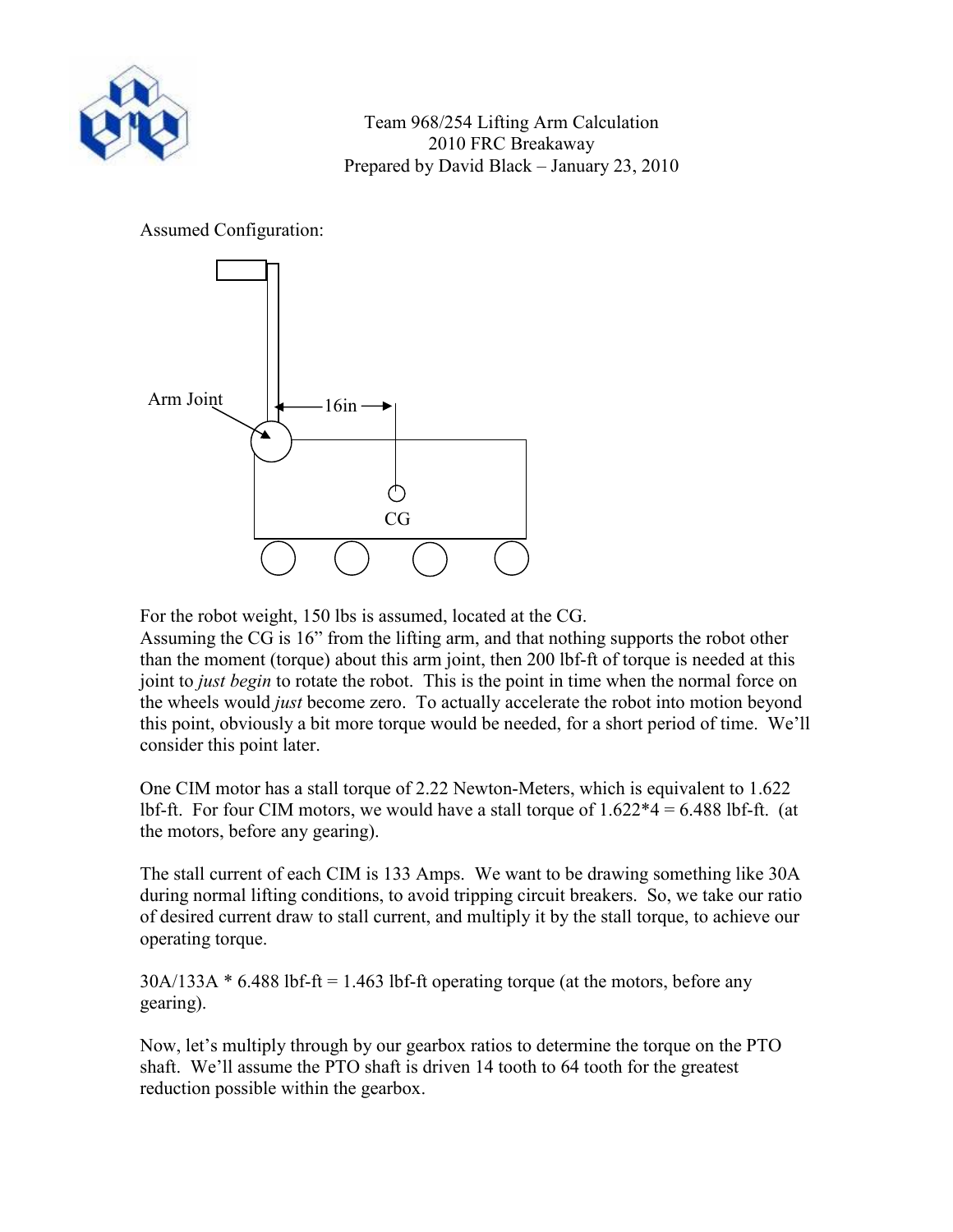Team 968/254 Lifting Arm Calculation
2010 FRC Breakaway
Prepared by David Black – January 23, 2010

Assumed Configuration:

Arm Joint

16in

CG

For the robot weight, 150 lbs is assumed, located at the CG.
Assuming the CG is 16" from the lifting arm, and that nothing supports the robot other than the moment (torque) about this arm joint, then 200 lbf-ft of torque is needed at this joint to *just begin* to rotate the robot. This is the point in time when the normal force on the wheels would *just* become zero. To actually accelerate the robot into motion beyond this point, obviously a bit more torque would be needed, for a short period of time. We'll consider this point later.

One CIM motor has a stall torque of 2.22 Newton-Meters, which is equivalent to 1.622 lbf-ft. For four CIM motors, we would have a stall torque of $1.622*4 = 6.488$ lbf-ft. (at the motors, before any gearing).

The stall current of each CIM is 133 Amps. We want to be drawing something like 30A during normal lifting conditions, to avoid tripping circuit breakers. So, we take our ratio of desired current draw to stall current, and multiply it by the stall torque, to achieve our operating torque.

$30A/133A * 6.488$ lbf-ft $= 1.463$ lbf-ft operating torque (at the motors, before any gearing).

Now, let's multiply through by our gearbox ratios to determine the torque on the PTO shaft. We'll assume the PTO shaft is driven 14 tooth to 64 tooth for the greatest reduction possible within the gearbox.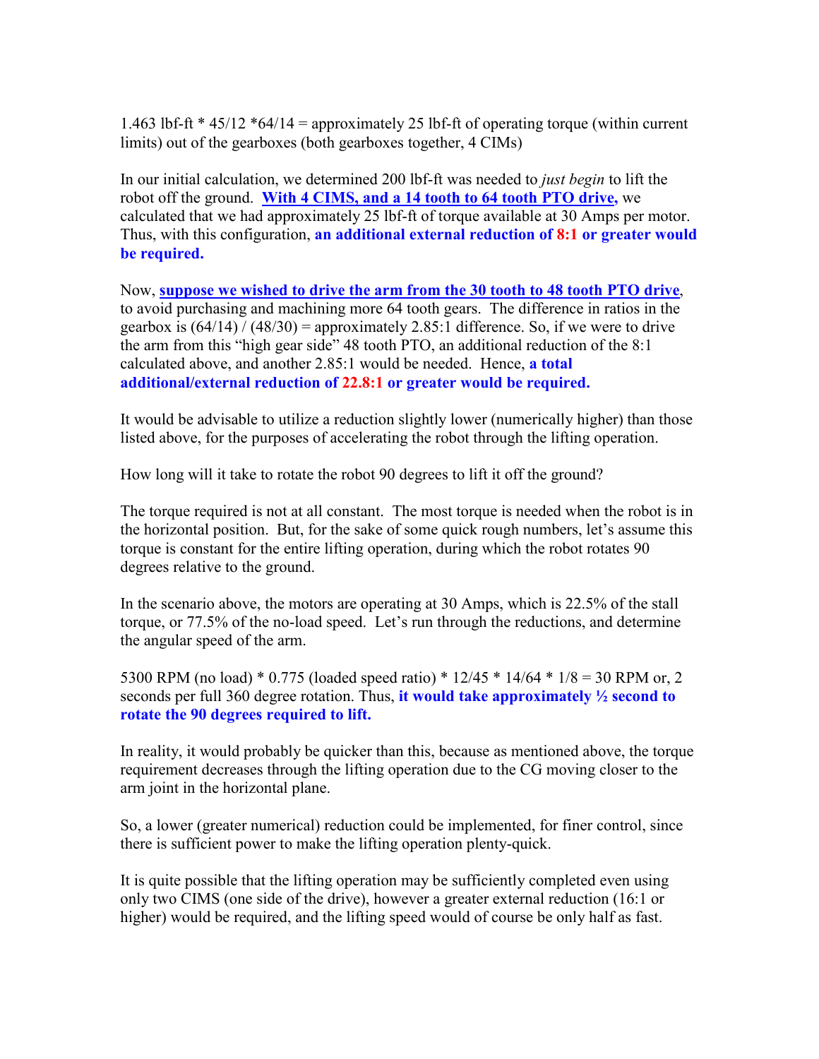1.463 lbf-ft * 45/12 *64/14 = approximately 25 lbf-ft of operating torque (within current limits) out of the gearboxes (both gearboxes together, 4 CIMs)

In our initial calculation, we determined 200 lbf-ft was needed to *just begin* to lift the robot off the ground. **With 4 CIMS, and a 14 tooth to 64 tooth PTO drive,** we calculated that we had approximately 25 lbf-ft of torque available at 30 Amps per motor. Thus, with this configuration, **an additional external reduction of 8:1 or greater would be required.**

Now, **suppose we wished to drive the arm from the 30 tooth to 48 tooth PTO drive**, to avoid purchasing and machining more 64 tooth gears. The difference in ratios in the gearbox is (64/14) / (48/30) = approximately 2.85:1 difference. So, if we were to drive the arm from this "high gear side" 48 tooth PTO, an additional reduction of the 8:1 calculated above, and another 2.85:1 would be needed. Hence, **a total additional/external reduction of 22.8:1 or greater would be required.**

It would be advisable to utilize a reduction slightly lower (numerically higher) than those listed above, for the purposes of accelerating the robot through the lifting operation.

How long will it take to rotate the robot 90 degrees to lift it off the ground?

The torque required is not at all constant. The most torque is needed when the robot is in the horizontal position. But, for the sake of some quick rough numbers, let's assume this torque is constant for the entire lifting operation, during which the robot rotates 90 degrees relative to the ground.

In the scenario above, the motors are operating at 30 Amps, which is 22.5% of the stall torque, or 77.5% of the no-load speed. Let's run through the reductions, and determine the angular speed of the arm.

5300 RPM (no load) * 0.775 (loaded speed ratio) * 12/45 * 14/64 * 1/8 = 30 RPM or, 2 seconds per full 360 degree rotation. Thus, **it would take approximately ½ second to rotate the 90 degrees required to lift.**

In reality, it would probably be quicker than this, because as mentioned above, the torque requirement decreases through the lifting operation due to the CG moving closer to the arm joint in the horizontal plane.

So, a lower (greater numerical) reduction could be implemented, for finer control, since there is sufficient power to make the lifting operation plenty-quick.

It is quite possible that the lifting operation may be sufficiently completed even using only two CIMS (one side of the drive), however a greater external reduction (16:1 or higher) would be required, and the lifting speed would of course be only half as fast.